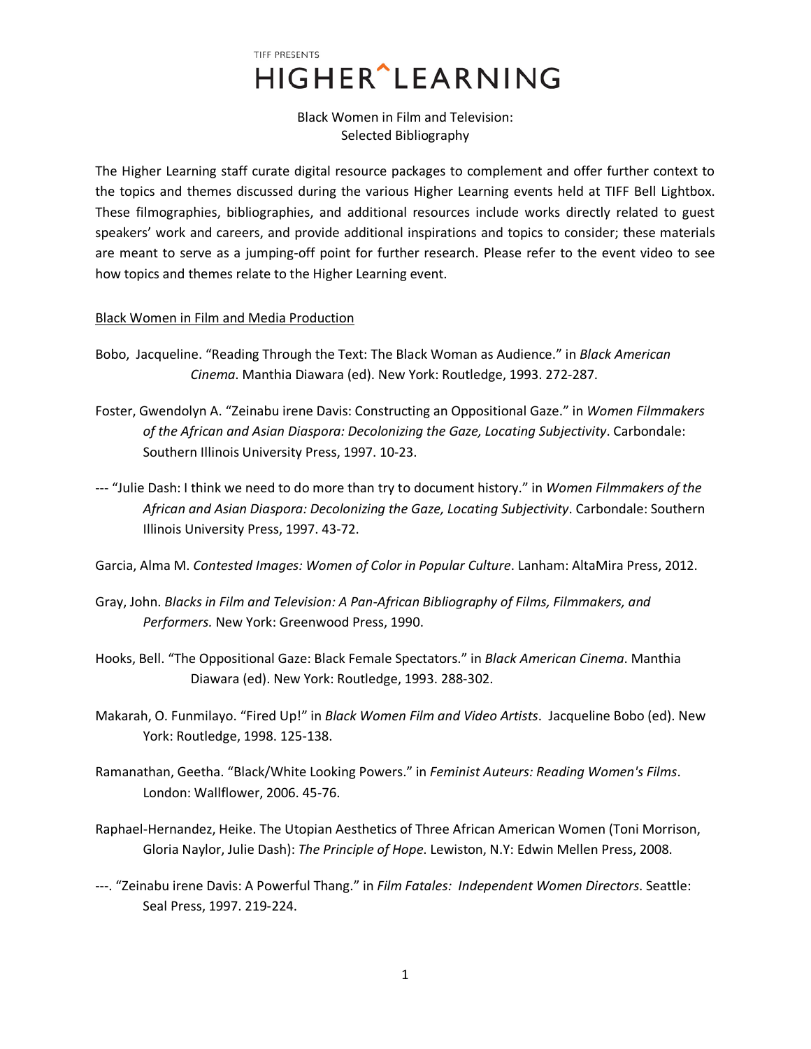TIFF PRESENTS

# HIGHER^LEARNING

## Black Women in Film and Television: Selected Bibliography

The Higher Learning staff curate digital resource packages to complement and offer further context to the topics and themes discussed during the various Higher Learning events held at TIFF Bell Lightbox. These filmographies, bibliographies, and additional resources include works directly related to guest speakers' work and careers, and provide additional inspirations and topics to consider; these materials are meant to serve as a jumping-off point for further research. Please refer to the event video to see how topics and themes relate to the Higher Learning event.

### Black Women in Film and Media Production

Bobo, Jacqueline. "Reading Through the Text: The Black Woman as Audience." in *Black American Cinema*. Manthia Diawara (ed). New York: Routledge, 1993. 272-287.

Foster, Gwendolyn A. "Zeinabu irene Davis: Constructing an Oppositional Gaze." in *Women Filmmakers of the African and Asian Diaspora: Decolonizing the Gaze, Locating Subjectivity*. Carbondale: Southern Illinois University Press, 1997. 10-23.

--- "Julie Dash: I think we need to do more than try to document history." in *Women Filmmakers of the African and Asian Diaspora: Decolonizing the Gaze, Locating Subjectivity*. Carbondale: Southern Illinois University Press, 1997. 43-72.

Garcia, Alma M. *Contested Images: Women of Color in Popular Culture*. Lanham: AltaMira Press, 2012.

Gray, John. *Blacks in Film and Television: A Pan-African Bibliography of Films, Filmmakers, and Performers.* New York: Greenwood Press, 1990.

Hooks, Bell. "The Oppositional Gaze: Black Female Spectators." in *Black American Cinema*. Manthia Diawara (ed). New York: Routledge, 1993. 288-302.

Makarah, O. Funmilayo. "Fired Up!" in *Black Women Film and Video Artists*. Jacqueline Bobo (ed). New York: Routledge, 1998. 125-138.

Ramanathan, Geetha. "Black/White Looking Powers." in *Feminist Auteurs: Reading Women's Films*. London: Wallflower, 2006. 45-76.

Raphael-Hernandez, Heike. The Utopian Aesthetics of Three African American Women (Toni Morrison, Gloria Naylor, Julie Dash): *The Principle of Hope*. Lewiston, N.Y: Edwin Mellen Press, 2008.

---. "Zeinabu irene Davis: A Powerful Thang." in *Film Fatales: Independent Women Directors*. Seattle: Seal Press, 1997. 219-224.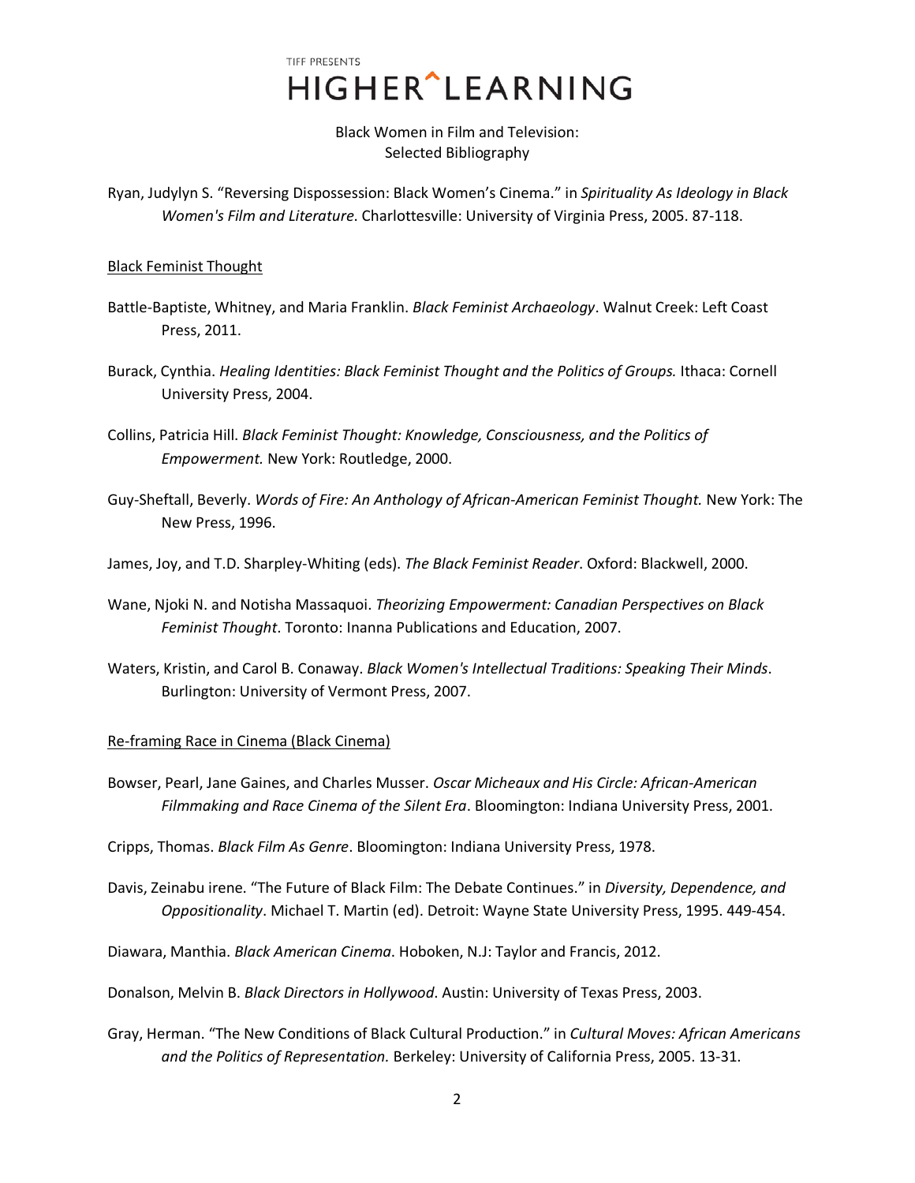Ryan, Judylyn S. "Reversing Dispossession: Black Women's Cinema." in *Spirituality As Ideology in Black Women's Film and Literature*. Charlottesville: University of Virginia Press, 2005. 87-118.

## Black Feminist Thought

Battle-Baptiste, Whitney, and Maria Franklin. *Black Feminist Archaeology*. Walnut Creek: Left Coast Press, 2011.

Burack, Cynthia. *Healing Identities: Black Feminist Thought and the Politics of Groups.* Ithaca: Cornell University Press, 2004.

Collins, Patricia Hill. *Black Feminist Thought: Knowledge, Consciousness, and the Politics of Empowerment.* New York: Routledge, 2000.

Guy-Sheftall, Beverly. *Words of Fire: An Anthology of African-American Feminist Thought.* New York: The New Press, 1996.

James, Joy, and T.D. Sharpley-Whiting (eds). *The Black Feminist Reader*. Oxford: Blackwell, 2000.

Wane, Njoki N. and Notisha Massaquoi. *Theorizing Empowerment: Canadian Perspectives on Black Feminist Thought*. Toronto: Inanna Publications and Education, 2007.

Waters, Kristin, and Carol B. Conaway. *Black Women's Intellectual Traditions: Speaking Their Minds*. Burlington: University of Vermont Press, 2007.

## Re-framing Race in Cinema (Black Cinema)

Bowser, Pearl, Jane Gaines, and Charles Musser. *Oscar Micheaux and His Circle: African-American Filmmaking and Race Cinema of the Silent Era*. Bloomington: Indiana University Press, 2001.

Cripps, Thomas. *Black Film As Genre*. Bloomington: Indiana University Press, 1978.

Davis, Zeinabu irene. "The Future of Black Film: The Debate Continues." in *Diversity, Dependence, and Oppositionality*. Michael T. Martin (ed). Detroit: Wayne State University Press, 1995. 449-454.

Diawara, Manthia. *Black American Cinema*. Hoboken, N.J: Taylor and Francis, 2012.

Donalson, Melvin B. *Black Directors in Hollywood*. Austin: University of Texas Press, 2003.

Gray, Herman. "The New Conditions of Black Cultural Production." in *Cultural Moves: African Americans and the Politics of Representation.* Berkeley: University of California Press, 2005. 13-31.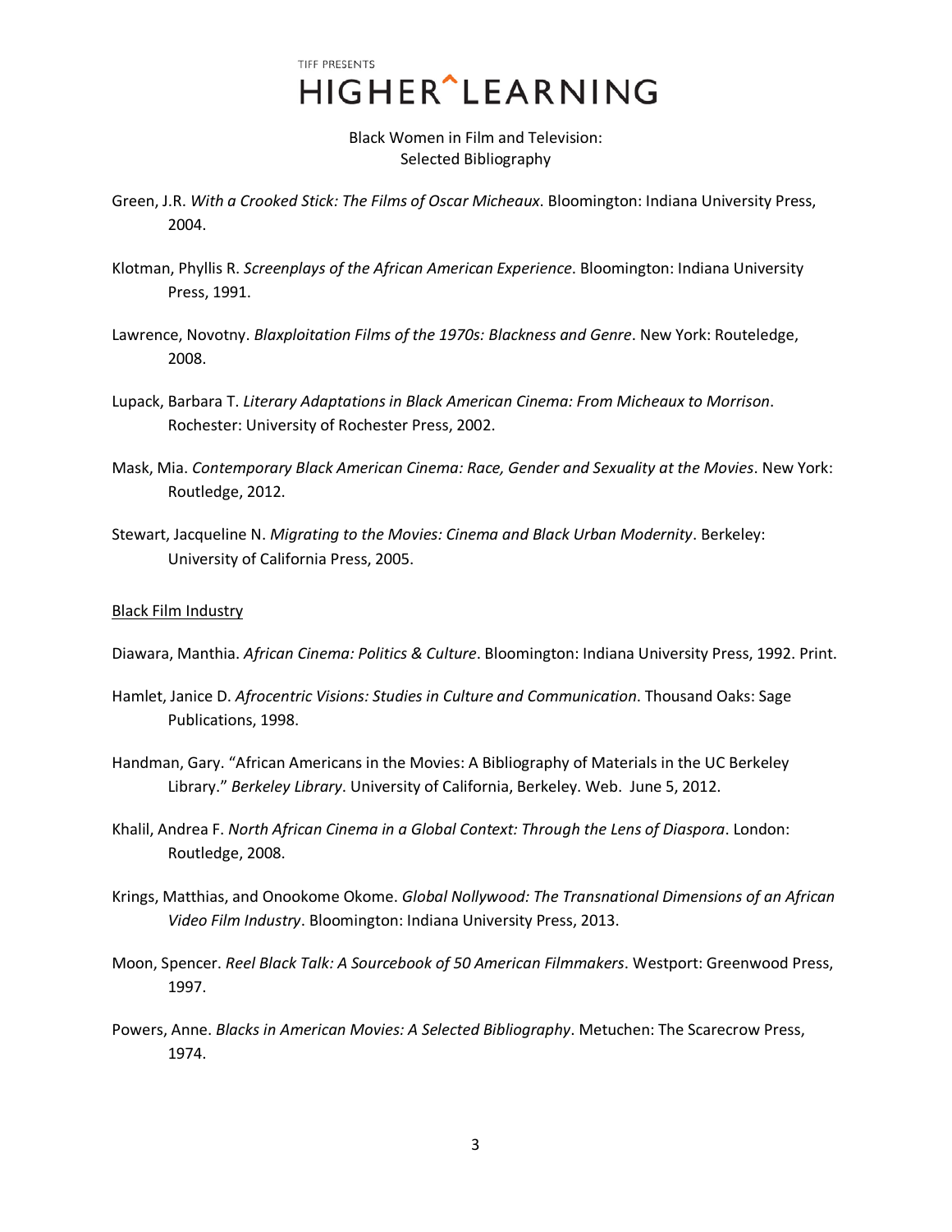Green, J.R. *With a Crooked Stick: The Films of Oscar Micheaux*. Bloomington: Indiana University Press, 2004.

Klotman, Phyllis R. *Screenplays of the African American Experience*. Bloomington: Indiana University Press, 1991.

Lawrence, Novotny. *Blaxploitation Films of the 1970s: Blackness and Genre*. New York: Routeledge, 2008.

Lupack, Barbara T. *Literary Adaptations in Black American Cinema: From Micheaux to Morrison*. Rochester: University of Rochester Press, 2002.

Mask, Mia. *Contemporary Black American Cinema: Race, Gender and Sexuality at the Movies*. New York: Routledge, 2012.

Stewart, Jacqueline N. *Migrating to the Movies: Cinema and Black Urban Modernity*. Berkeley: University of California Press, 2005.

<u>Black Film Industry</u>

Diawara, Manthia. *African Cinema: Politics & Culture*. Bloomington: Indiana University Press, 1992. Print.

Hamlet, Janice D. *Afrocentric Visions: Studies in Culture and Communication*. Thousand Oaks: Sage Publications, 1998.

Handman, Gary. "African Americans in the Movies: A Bibliography of Materials in the UC Berkeley Library." *Berkeley Library*. University of California, Berkeley. Web. June 5, 2012.

Khalil, Andrea F. *North African Cinema in a Global Context: Through the Lens of Diaspora*. London: Routledge, 2008.

Krings, Matthias, and Onookome Okome. *Global Nollywood: The Transnational Dimensions of an African Video Film Industry*. Bloomington: Indiana University Press, 2013.

Moon, Spencer. *Reel Black Talk: A Sourcebook of 50 American Filmmakers*. Westport: Greenwood Press, 1997.

Powers, Anne. *Blacks in American Movies: A Selected Bibliography*. Metuchen: The Scarecrow Press, 1974.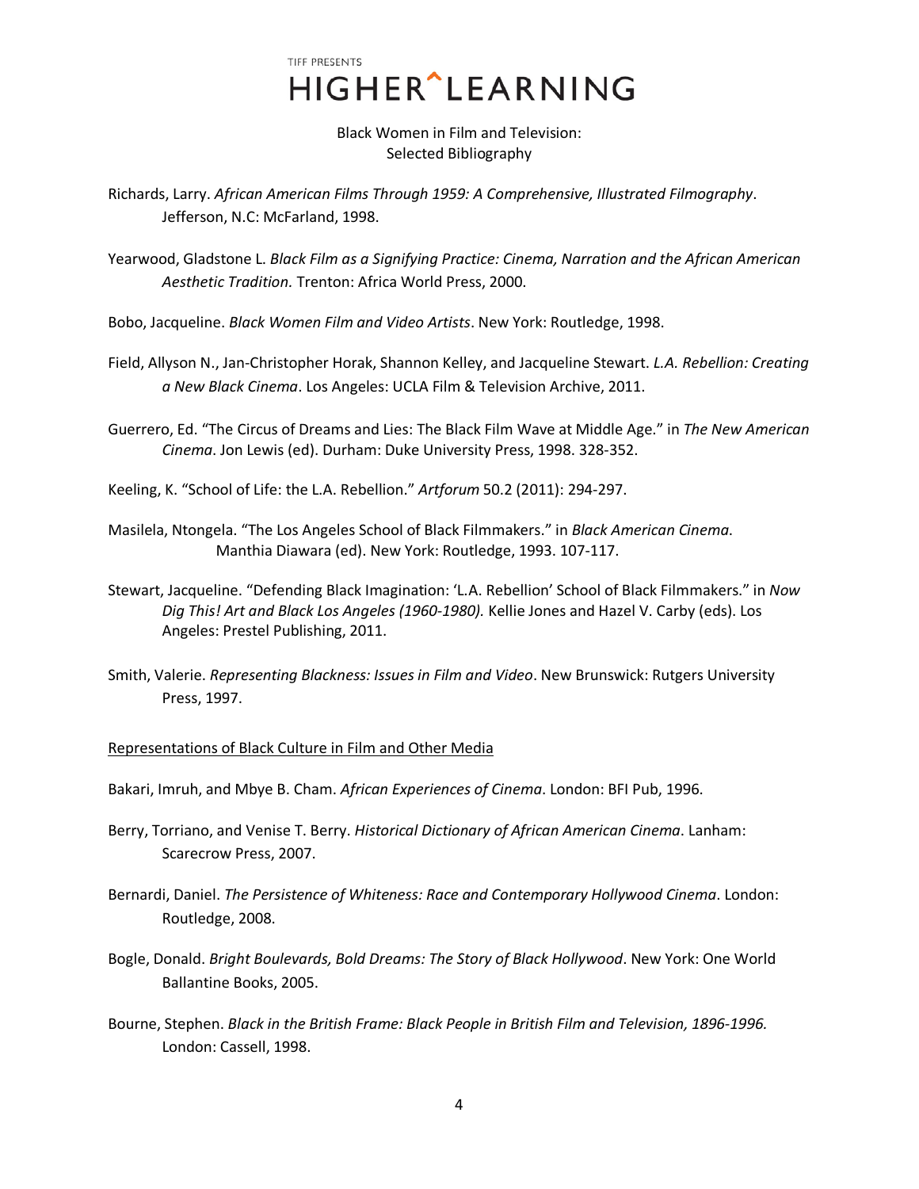TIFF PRESENTS

# HIGHER^LEARNING

Black Women in Film and Television:
Selected Bibliography

Richards, Larry. *African American Films Through 1959: A Comprehensive, Illustrated Filmography*. Jefferson, N.C: McFarland, 1998.

Yearwood, Gladstone L. *Black Film as a Signifying Practice: Cinema, Narration and the African American Aesthetic Tradition.* Trenton: Africa World Press, 2000.

Bobo, Jacqueline. *Black Women Film and Video Artists*. New York: Routledge, 1998.

Field, Allyson N., Jan-Christopher Horak, Shannon Kelley, and Jacqueline Stewart. *L.A. Rebellion: Creating a New Black Cinema*. Los Angeles: UCLA Film & Television Archive, 2011.

Guerrero, Ed. "The Circus of Dreams and Lies: The Black Film Wave at Middle Age." in *The New American Cinema*. Jon Lewis (ed). Durham: Duke University Press, 1998. 328-352.

Keeling, K. "School of Life: the L.A. Rebellion." *Artforum* 50.2 (2011): 294-297.

Masilela, Ntongela. "The Los Angeles School of Black Filmmakers." in *Black American Cinema*. Manthia Diawara (ed). New York: Routledge, 1993. 107-117.

Stewart, Jacqueline. "Defending Black Imagination: 'L.A. Rebellion' School of Black Filmmakers." in *Now Dig This! Art and Black Los Angeles (1960-1980).* Kellie Jones and Hazel V. Carby (eds). Los Angeles: Prestel Publishing, 2011.

Smith, Valerie. *Representing Blackness: Issues in Film and Video*. New Brunswick: Rutgers University Press, 1997.

## Representations of Black Culture in Film and Other Media

Bakari, Imruh, and Mbye B. Cham. *African Experiences of Cinema*. London: BFI Pub, 1996.

Berry, Torriano, and Venise T. Berry. *Historical Dictionary of African American Cinema*. Lanham: Scarecrow Press, 2007.

Bernardi, Daniel. *The Persistence of Whiteness: Race and Contemporary Hollywood Cinema*. London: Routledge, 2008.

Bogle, Donald. *Bright Boulevards, Bold Dreams: The Story of Black Hollywood*. New York: One World Ballantine Books, 2005.

Bourne, Stephen. *Black in the British Frame: Black People in British Film and Television, 1896-1996.* London: Cassell, 1998.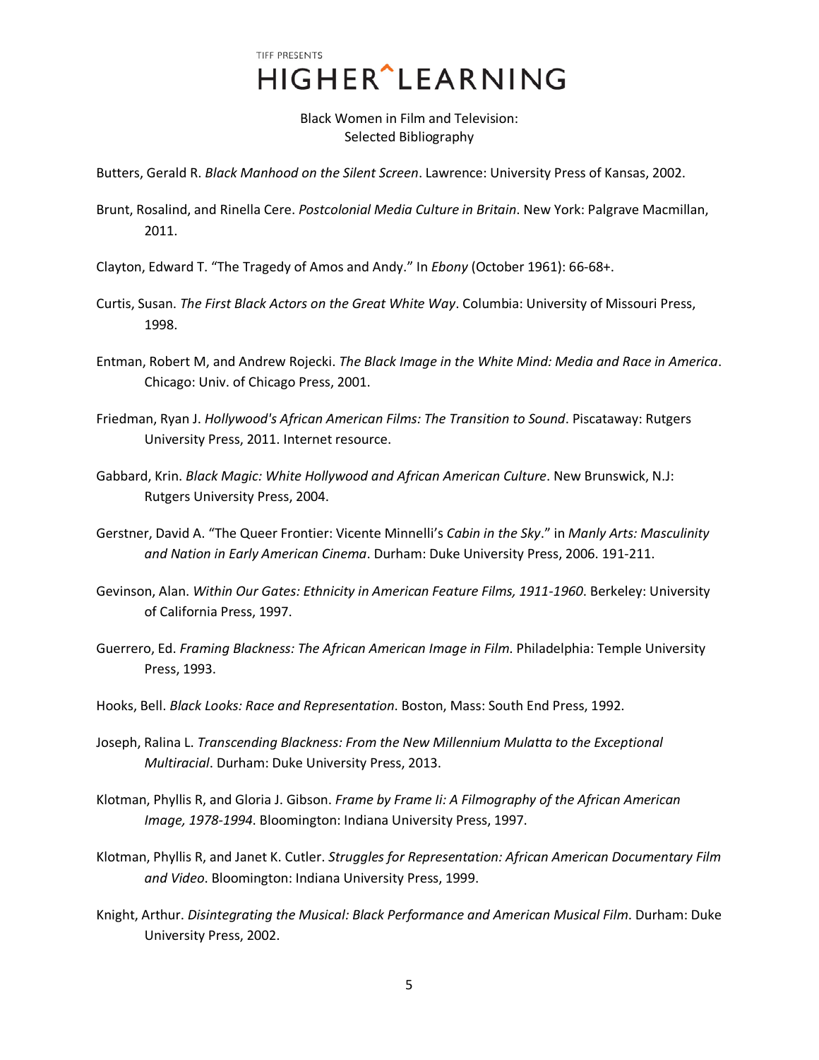Black Women in Film and Television:
Selected Bibliography

Butters, Gerald R. *Black Manhood on the Silent Screen*. Lawrence: University Press of Kansas, 2002.

Brunt, Rosalind, and Rinella Cere. *Postcolonial Media Culture in Britain*. New York: Palgrave Macmillan, 2011.

Clayton, Edward T. "The Tragedy of Amos and Andy." In *Ebony* (October 1961): 66-68+.

Curtis, Susan. *The First Black Actors on the Great White Way*. Columbia: University of Missouri Press, 1998.

Entman, Robert M, and Andrew Rojecki. *The Black Image in the White Mind: Media and Race in America*. Chicago: Univ. of Chicago Press, 2001.

Friedman, Ryan J. *Hollywood's African American Films: The Transition to Sound*. Piscataway: Rutgers University Press, 2011. Internet resource.

Gabbard, Krin. *Black Magic: White Hollywood and African American Culture*. New Brunswick, N.J: Rutgers University Press, 2004.

Gerstner, David A. "The Queer Frontier: Vicente Minnelli's *Cabin in the Sky*." in *Manly Arts: Masculinity and Nation in Early American Cinema*. Durham: Duke University Press, 2006. 191-211.

Gevinson, Alan. *Within Our Gates: Ethnicity in American Feature Films, 1911-1960*. Berkeley: University of California Press, 1997.

Guerrero, Ed. *Framing Blackness: The African American Image in Film*. Philadelphia: Temple University Press, 1993.

Hooks, Bell. *Black Looks: Race and Representation*. Boston, Mass: South End Press, 1992.

Joseph, Ralina L. *Transcending Blackness: From the New Millennium Mulatta to the Exceptional Multiracial*. Durham: Duke University Press, 2013.

Klotman, Phyllis R, and Gloria J. Gibson. *Frame by Frame Ii: A Filmography of the African American Image, 1978-1994*. Bloomington: Indiana University Press, 1997.

Klotman, Phyllis R, and Janet K. Cutler. *Struggles for Representation: African American Documentary Film and Video*. Bloomington: Indiana University Press, 1999.

Knight, Arthur. *Disintegrating the Musical: Black Performance and American Musical Film*. Durham: Duke University Press, 2002.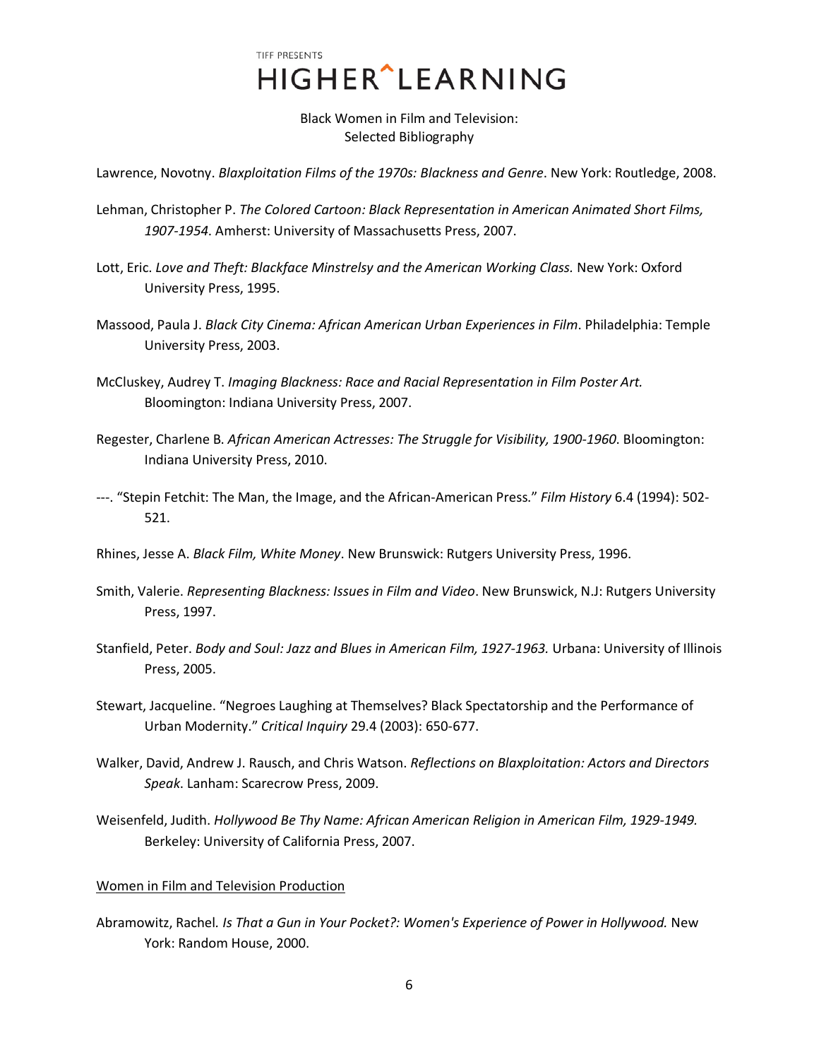Lawrence, Novotny. *Blaxploitation Films of the 1970s: Blackness and Genre*. New York: Routledge, 2008.

Lehman, Christopher P. *The Colored Cartoon: Black Representation in American Animated Short Films, 1907-1954*. Amherst: University of Massachusetts Press, 2007.

Lott, Eric. *Love and Theft: Blackface Minstrelsy and the American Working Class.* New York: Oxford University Press, 1995.

Massood, Paula J. *Black City Cinema: African American Urban Experiences in Film*. Philadelphia: Temple University Press, 2003.

McCluskey, Audrey T. *Imaging Blackness: Race and Racial Representation in Film Poster Art.* Bloomington: Indiana University Press, 2007.

Regester, Charlene B. *African American Actresses: The Struggle for Visibility, 1900-1960*. Bloomington: Indiana University Press, 2010.

---. "Stepin Fetchit: The Man, the Image, and the African-American Press." *Film History* 6.4 (1994): 502-521.

Rhines, Jesse A. *Black Film, White Money*. New Brunswick: Rutgers University Press, 1996.

Smith, Valerie. *Representing Blackness: Issues in Film and Video*. New Brunswick, N.J: Rutgers University Press, 1997.

Stanfield, Peter. *Body and Soul: Jazz and Blues in American Film, 1927-1963.* Urbana: University of Illinois Press, 2005.

Stewart, Jacqueline. "Negroes Laughing at Themselves? Black Spectatorship and the Performance of Urban Modernity." *Critical Inquiry* 29.4 (2003): 650-677.

Walker, David, Andrew J. Rausch, and Chris Watson. *Reflections on Blaxploitation: Actors and Directors Speak*. Lanham: Scarecrow Press, 2009.

Weisenfeld, Judith. *Hollywood Be Thy Name: African American Religion in American Film, 1929-1949.* Berkeley: University of California Press, 2007.

## Women in Film and Television Production

Abramowitz, Rachel. *Is That a Gun in Your Pocket?: Women's Experience of Power in Hollywood.* New York: Random House, 2000.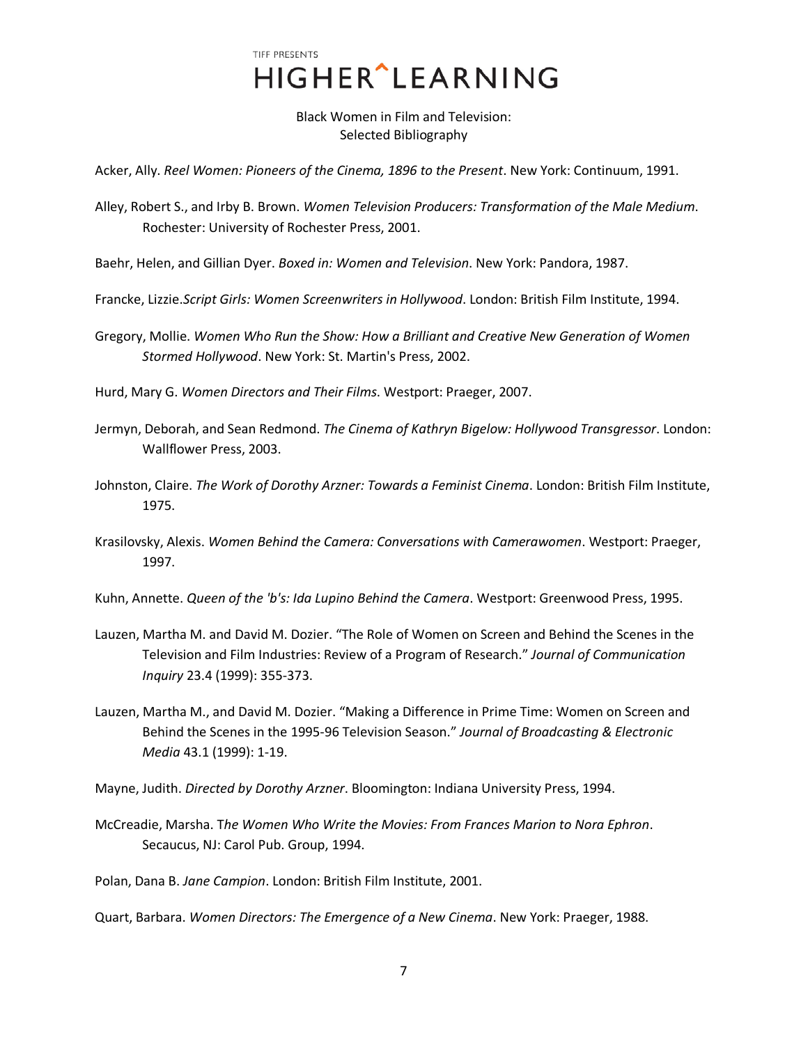TIFF PRESENTS

# HIGHER^LEARNING

## Black Women in Film and Television: Selected Bibliography

Acker, Ally. *Reel Women: Pioneers of the Cinema, 1896 to the Present*. New York: Continuum, 1991.

Alley, Robert S., and Irby B. Brown. *Women Television Producers: Transformation of the Male Medium*. Rochester: University of Rochester Press, 2001.

Baehr, Helen, and Gillian Dyer. *Boxed in: Women and Television*. New York: Pandora, 1987.

Francke, Lizzie.*Script Girls: Women Screenwriters in Hollywood*. London: British Film Institute, 1994.

Gregory, Mollie. *Women Who Run the Show: How a Brilliant and Creative New Generation of Women Stormed Hollywood*. New York: St. Martin's Press, 2002.

Hurd, Mary G. *Women Directors and Their Films*. Westport: Praeger, 2007.

Jermyn, Deborah, and Sean Redmond. *The Cinema of Kathryn Bigelow: Hollywood Transgressor*. London: Wallflower Press, 2003.

Johnston, Claire. *The Work of Dorothy Arzner: Towards a Feminist Cinema*. London: British Film Institute, 1975.

Krasilovsky, Alexis. *Women Behind the Camera: Conversations with Camerawomen*. Westport: Praeger, 1997.

Kuhn, Annette. *Queen of the 'b's: Ida Lupino Behind the Camera*. Westport: Greenwood Press, 1995.

Lauzen, Martha M. and David M. Dozier. "The Role of Women on Screen and Behind the Scenes in the Television and Film Industries: Review of a Program of Research." *Journal of Communication Inquiry* 23.4 (1999): 355-373.

Lauzen, Martha M., and David M. Dozier. "Making a Difference in Prime Time: Women on Screen and Behind the Scenes in the 1995-96 Television Season." *Journal of Broadcasting & Electronic Media* 43.1 (1999): 1-19.

Mayne, Judith. *Directed by Dorothy Arzner*. Bloomington: Indiana University Press, 1994.

McCreadie, Marsha. T*he Women Who Write the Movies: From Frances Marion to Nora Ephron*. Secaucus, NJ: Carol Pub. Group, 1994.

Polan, Dana B. *Jane Campion*. London: British Film Institute, 2001.

Quart, Barbara. *Women Directors: The Emergence of a New Cinema*. New York: Praeger, 1988.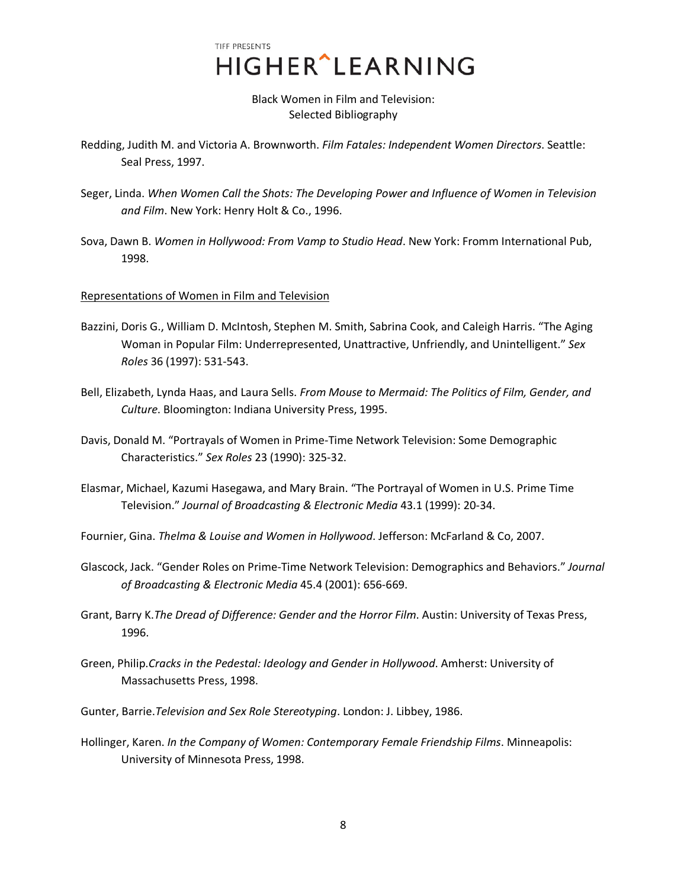Redding, Judith M. and Victoria A. Brownworth. *Film Fatales: Independent Women Directors*. Seattle: Seal Press, 1997.

Seger, Linda. *When Women Call the Shots: The Developing Power and Influence of Women in Television and Film*. New York: Henry Holt & Co., 1996.

Sova, Dawn B. *Women in Hollywood: From Vamp to Studio Head*. New York: Fromm International Pub, 1998.

## Representations of Women in Film and Television

Bazzini, Doris G., William D. McIntosh, Stephen M. Smith, Sabrina Cook, and Caleigh Harris. "The Aging Woman in Popular Film: Underrepresented, Unattractive, Unfriendly, and Unintelligent." *Sex Roles* 36 (1997): 531-543.

Bell, Elizabeth, Lynda Haas, and Laura Sells. *From Mouse to Mermaid: The Politics of Film, Gender, and Culture.* Bloomington: Indiana University Press, 1995.

Davis, Donald M. "Portrayals of Women in Prime-Time Network Television: Some Demographic Characteristics." *Sex Roles* 23 (1990): 325-32.

Elasmar, Michael, Kazumi Hasegawa, and Mary Brain. "The Portrayal of Women in U.S. Prime Time Television." *Journal of Broadcasting & Electronic Media* 43.1 (1999): 20-34.

Fournier, Gina. *Thelma & Louise and Women in Hollywood*. Jefferson: McFarland & Co, 2007.

Glascock, Jack. "Gender Roles on Prime-Time Network Television: Demographics and Behaviors." *Journal of Broadcasting & Electronic Media* 45.4 (2001): 656-669.

Grant, Barry K.*The Dread of Difference: Gender and the Horror Film*. Austin: University of Texas Press, 1996.

Green, Philip.*Cracks in the Pedestal: Ideology and Gender in Hollywood*. Amherst: University of Massachusetts Press, 1998.

Gunter, Barrie.*Television and Sex Role Stereotyping*. London: J. Libbey, 1986.

Hollinger, Karen. *In the Company of Women: Contemporary Female Friendship Films*. Minneapolis: University of Minnesota Press, 1998.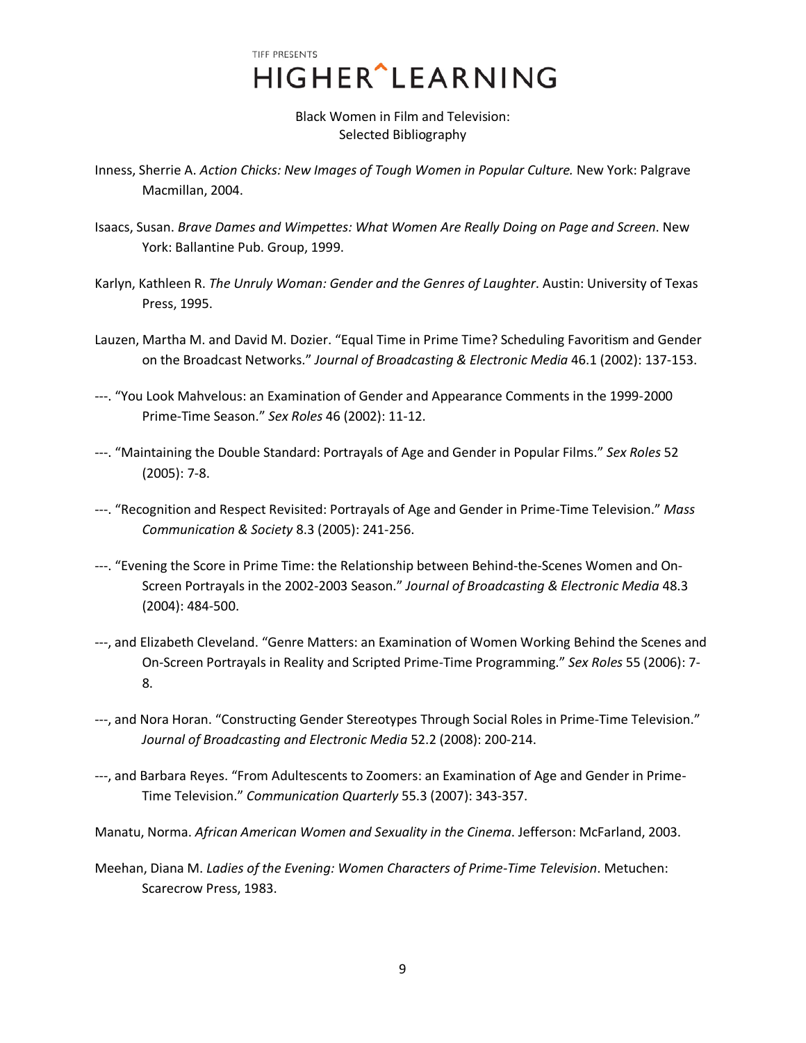TIFF PRESENTS

# HIGHER^LEARNING

Black Women in Film and Television:
Selected Bibliography

Inness, Sherrie A. *Action Chicks: New Images of Tough Women in Popular Culture.* New York: Palgrave Macmillan, 2004.

Isaacs, Susan. *Brave Dames and Wimpettes: What Women Are Really Doing on Page and Screen*. New York: Ballantine Pub. Group, 1999.

Karlyn, Kathleen R. *The Unruly Woman: Gender and the Genres of Laughter*. Austin: University of Texas Press, 1995.

Lauzen, Martha M. and David M. Dozier. "Equal Time in Prime Time? Scheduling Favoritism and Gender on the Broadcast Networks." *Journal of Broadcasting & Electronic Media* 46.1 (2002): 137-153.

---. "You Look Mahvelous: an Examination of Gender and Appearance Comments in the 1999-2000 Prime-Time Season." *Sex Roles* 46 (2002): 11-12.

---. "Maintaining the Double Standard: Portrayals of Age and Gender in Popular Films." *Sex Roles* 52 (2005): 7-8.

---. "Recognition and Respect Revisited: Portrayals of Age and Gender in Prime-Time Television." *Mass Communication & Society* 8.3 (2005): 241-256.

---. "Evening the Score in Prime Time: the Relationship between Behind-the-Scenes Women and On-Screen Portrayals in the 2002-2003 Season." *Journal of Broadcasting & Electronic Media* 48.3 (2004): 484-500.

---, and Elizabeth Cleveland. "Genre Matters: an Examination of Women Working Behind the Scenes and On-Screen Portrayals in Reality and Scripted Prime-Time Programming." *Sex Roles* 55 (2006): 7-8.

---, and Nora Horan. "Constructing Gender Stereotypes Through Social Roles in Prime-Time Television." *Journal of Broadcasting and Electronic Media* 52.2 (2008): 200-214.

---, and Barbara Reyes. "From Adultescents to Zoomers: an Examination of Age and Gender in Prime-Time Television." *Communication Quarterly* 55.3 (2007): 343-357.

Manatu, Norma. *African American Women and Sexuality in the Cinema*. Jefferson: McFarland, 2003.

Meehan, Diana M. *Ladies of the Evening: Women Characters of Prime-Time Television*. Metuchen: Scarecrow Press, 1983.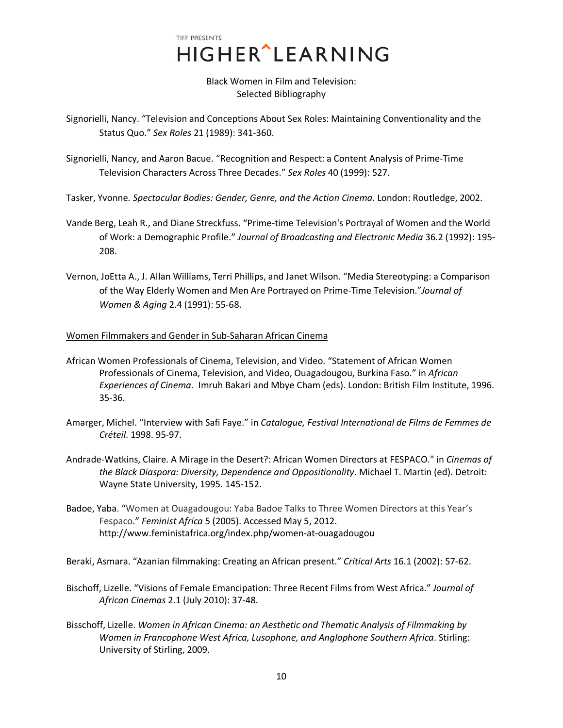Signorielli, Nancy. “Television and Conceptions About Sex Roles: Maintaining Conventionality and the Status Quo.” *Sex Roles* 21 (1989): 341-360.

Signorielli, Nancy, and Aaron Bacue. “Recognition and Respect: a Content Analysis of Prime-Time Television Characters Across Three Decades.” *Sex Roles* 40 (1999): 527.

Tasker, Yvonne*. Spectacular Bodies: Gender, Genre, and the Action Cinema*. London: Routledge, 2002.

Vande Berg, Leah R., and Diane Streckfuss. “Prime-time Television's Portrayal of Women and the World of Work: a Demographic Profile.” *Journal of Broadcasting and Electronic Media* 36.2 (1992): 195-208.

Vernon, JoEtta A., J. Allan Williams, Terri Phillips, and Janet Wilson. “Media Stereotyping: a Comparison of the Way Elderly Women and Men Are Portrayed on Prime-Time Television.”*Journal of Women & Aging* 2.4 (1991): 55-68.

<u>Women Filmmakers and Gender in Sub-Saharan African Cinema</u>

African Women Professionals of Cinema, Television, and Video. “Statement of African Women Professionals of Cinema, Television, and Video, Ouagadougou, Burkina Faso.” in *African Experiences of Cinema*. Imruh Bakari and Mbye Cham (eds). London: British Film Institute, 1996. 35-36.

Amarger, Michel. “Interview with Safi Faye.” in *Catalogue, Festival International de Films de Femmes de Créteil*. 1998. 95-97.

Andrade-Watkins, Claire. A Mirage in the Desert?: African Women Directors at FESPACO." in *Cinemas of the Black Diaspora: Diversity, Dependence and Oppositionality*. Michael T. Martin (ed). Detroit: Wayne State University, 1995. 145-152.

Badoe, Yaba. “Women at Ouagadougou: Yaba Badoe Talks to Three Women Directors at this Year’s Fespaco.” *Feminist Africa* 5 (2005). Accessed May 5, 2012. http://www.feministafrica.org/index.php/women-at-ouagadougou

Beraki, Asmara. “Azanian filmmaking: Creating an African present.” *Critical Arts* 16.1 (2002): 57-62.

Bischoff, Lizelle. “Visions of Female Emancipation: Three Recent Films from West Africa.” *Journal of African Cinemas* 2.1 (July 2010): 37-48.

Bisschoff, Lizelle. *Women in African Cinema: an Aesthetic and Thematic Analysis of Filmmaking by Women in Francophone West Africa, Lusophone, and Anglophone Southern Africa*. Stirling: University of Stirling, 2009.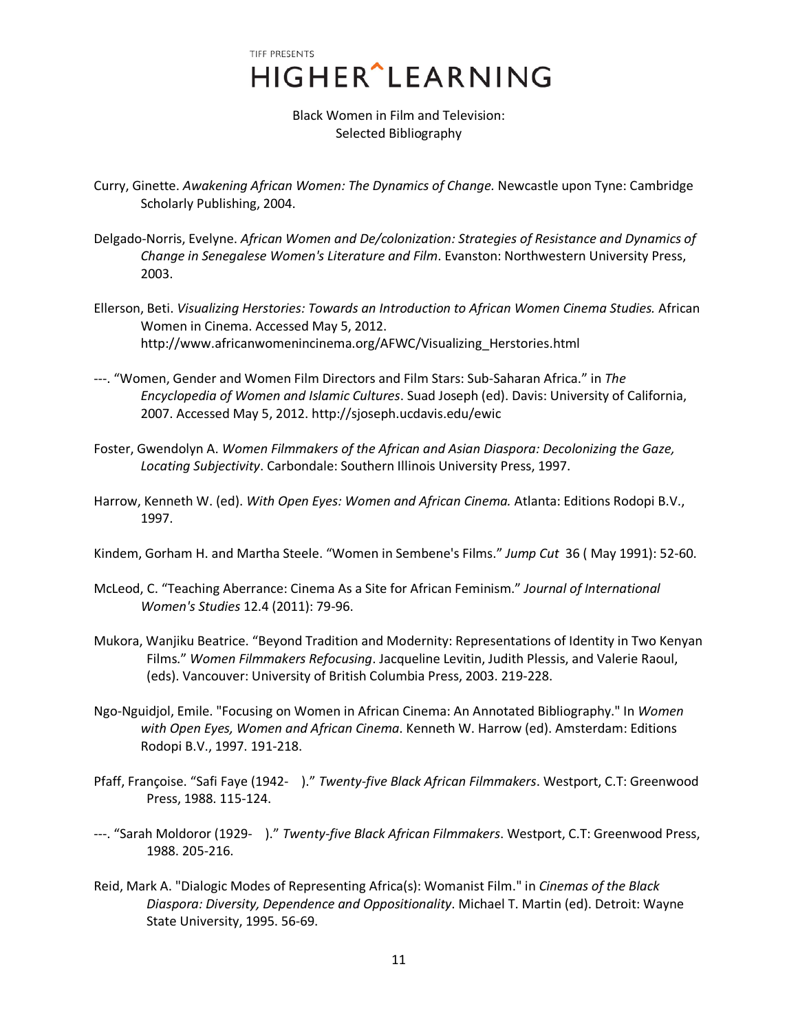TIFF PRESENTS
HIGHER^LEARNING

Black Women in Film and Television:
Selected Bibliography

Curry, Ginette. *Awakening African Women: The Dynamics of Change.* Newcastle upon Tyne: Cambridge Scholarly Publishing, 2004.

Delgado-Norris, Evelyne. *African Women and De/colonization: Strategies of Resistance and Dynamics of Change in Senegalese Women's Literature and Film*. Evanston: Northwestern University Press, 2003.

Ellerson, Beti. *Visualizing Herstories: Towards an Introduction to African Women Cinema Studies.* African Women in Cinema. Accessed May 5, 2012. http://www.africanwomenincinema.org/AFWC/Visualizing_Herstories.html

---. "Women, Gender and Women Film Directors and Film Stars: Sub-Saharan Africa." in *The Encyclopedia of Women and Islamic Cultures*. Suad Joseph (ed). Davis: University of California, 2007. Accessed May 5, 2012. http://sjoseph.ucdavis.edu/ewic

Foster, Gwendolyn A. *Women Filmmakers of the African and Asian Diaspora: Decolonizing the Gaze, Locating Subjectivity*. Carbondale: Southern Illinois University Press, 1997.

Harrow, Kenneth W. (ed). *With Open Eyes: Women and African Cinema.* Atlanta: Editions Rodopi B.V., 1997.

Kindem, Gorham H. and Martha Steele. "Women in Sembene's Films." *Jump Cut* 36 ( May 1991): 52-60.

McLeod, C. "Teaching Aberrance: Cinema As a Site for African Feminism." *Journal of International Women's Studies* 12.4 (2011): 79-96.

Mukora, Wanjiku Beatrice. "Beyond Tradition and Modernity: Representations of Identity in Two Kenyan Films." *Women Filmmakers Refocusing*. Jacqueline Levitin, Judith Plessis, and Valerie Raoul, (eds). Vancouver: University of British Columbia Press, 2003. 219-228.

Ngo-Nguidjol, Emile. "Focusing on Women in African Cinema: An Annotated Bibliography." In *Women with Open Eyes, Women and African Cinema*. Kenneth W. Harrow (ed). Amsterdam: Editions Rodopi B.V., 1997. 191-218.

Pfaff, Françoise. "Safi Faye (1942- )." *Twenty-five Black African Filmmakers*. Westport, C.T: Greenwood Press, 1988. 115-124.

---. "Sarah Moldoror (1929- )." *Twenty-five Black African Filmmakers*. Westport, C.T: Greenwood Press, 1988. 205-216.

Reid, Mark A. "Dialogic Modes of Representing Africa(s): Womanist Film." in *Cinemas of the Black Diaspora: Diversity, Dependence and Oppositionality*. Michael T. Martin (ed). Detroit: Wayne State University, 1995. 56-69.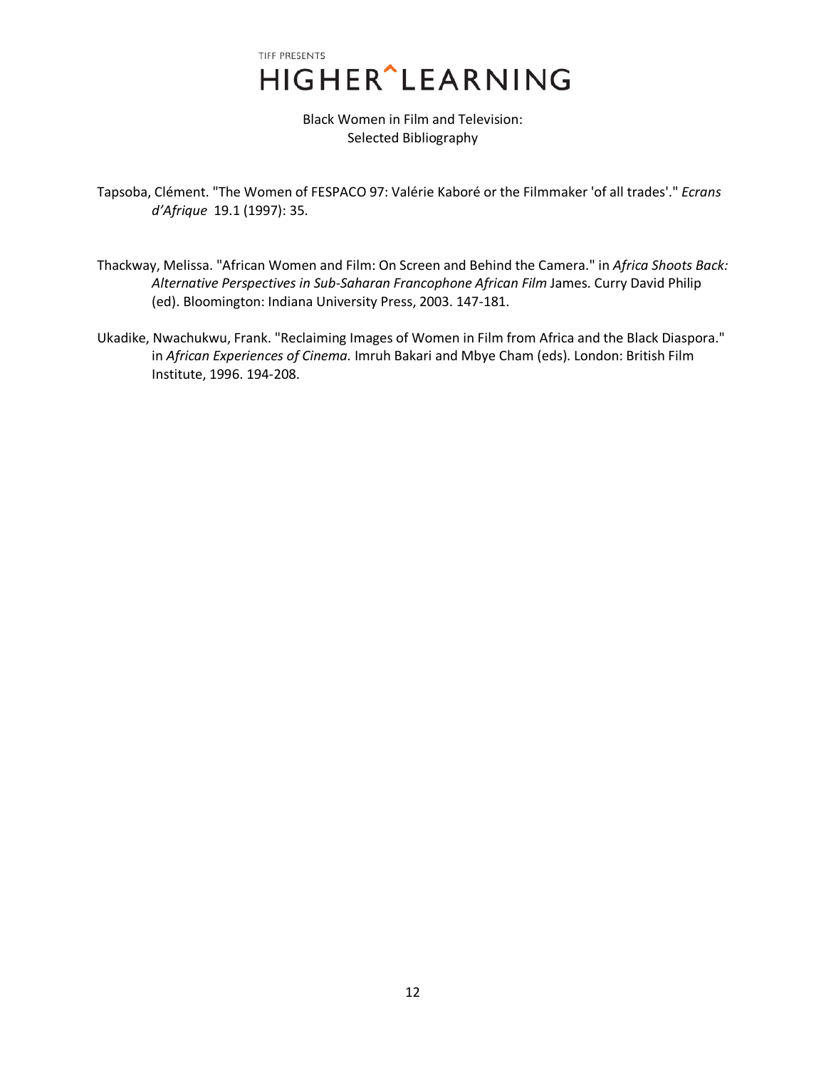TIFF PRESENTS
# HIGHER^LEARNING

Black Women in Film and Television:
Selected Bibliography

Tapsoba, Clément. "The Women of FESPACO 97: Valérie Kaboré or the Filmmaker 'of all trades'." *Ecrans d'Afrique* 19.1 (1997): 35.

Thackway, Melissa. "African Women and Film: On Screen and Behind the Camera." in *Africa Shoots Back: Alternative Perspectives in Sub-Saharan Francophone African Film* James. Curry David Philip (ed). Bloomington: Indiana University Press, 2003. 147-181.

Ukadike, Nwachukwu, Frank. "Reclaiming Images of Women in Film from Africa and the Black Diaspora." in *African Experiences of Cinema.* Imruh Bakari and Mbye Cham (eds). London: British Film Institute, 1996. 194-208.